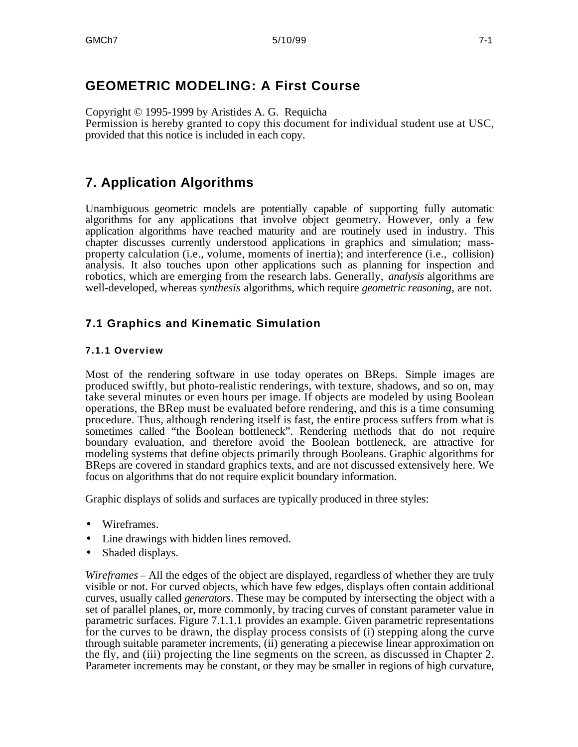# GEOMETRIC MODELING: A First Course

Copyright © 1995-1999 by Aristides A. G. Requicha
Permission is hereby granted to copy this document for individual student use at USC, provided that this notice is included in each copy.

# 7. Application Algorithms

Unambiguous geometric models are potentially capable of supporting fully automatic algorithms for any applications that involve object geometry. However, only a few application algorithms have reached maturity and are routinely used in industry. This chapter discusses currently understood applications in graphics and simulation; mass-property calculation (i.e., volume, moments of inertia); and interference (i.e., collision) analysis. It also touches upon other applications such as planning for inspection and robotics, which are emerging from the research labs. Generally, *analysis* algorithms are well-developed, whereas *synthesis* algorithms, which require *geometric reasoning*, are not.

## 7.1 Graphics and Kinematic Simulation

### 7.1.1 Overview

Most of the rendering software in use today operates on BReps. Simple images are produced swiftly, but photo-realistic renderings, with texture, shadows, and so on, may take several minutes or even hours per image. If objects are modeled by using Boolean operations, the BRep must be evaluated before rendering, and this is a time consuming procedure. Thus, although rendering itself is fast, the entire process suffers from what is sometimes called "the Boolean bottleneck". Rendering methods that do not require boundary evaluation, and therefore avoid the Boolean bottleneck, are attractive for modeling systems that define objects primarily through Booleans. Graphic algorithms for BReps are covered in standard graphics texts, and are not discussed extensively here. We focus on algorithms that do not require explicit boundary information.

Graphic displays of solids and surfaces are typically produced in three styles:

- Wireframes.
- Line drawings with hidden lines removed.
- Shaded displays.

*Wireframes* – All the edges of the object are displayed, regardless of whether they are truly visible or not. For curved objects, which have few edges, displays often contain additional curves, usually called *generators*. These may be computed by intersecting the object with a set of parallel planes, or, more commonly, by tracing curves of constant parameter value in parametric surfaces. Figure 7.1.1.1 provides an example. Given parametric representations for the curves to be drawn, the display process consists of (i) stepping along the curve through suitable parameter increments, (ii) generating a piecewise linear approximation on the fly, and (iii) projecting the line segments on the screen, as discussed in Chapter 2. Parameter increments may be constant, or they may be smaller in regions of high curvature,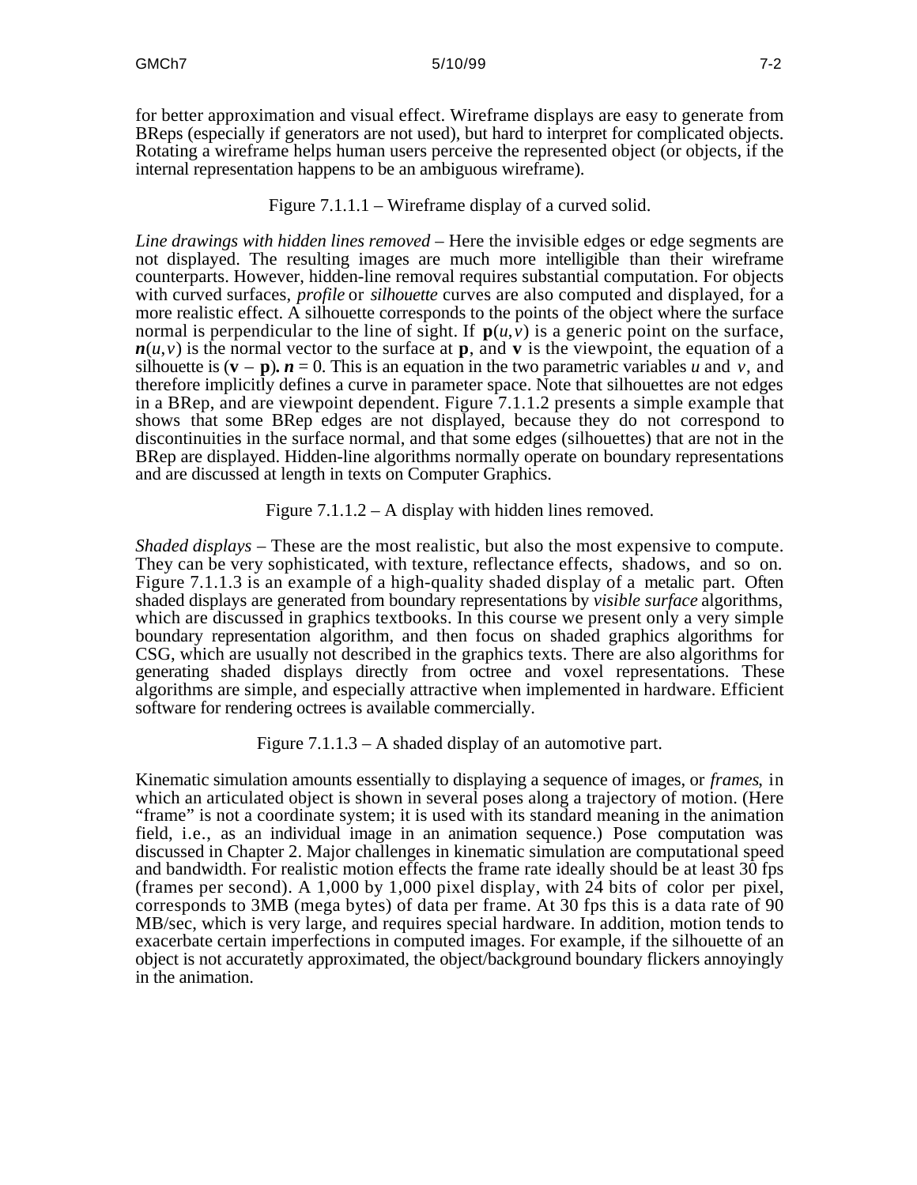for better approximation and visual effect. Wireframe displays are easy to generate from BReps (especially if generators are not used), but hard to interpret for complicated objects. Rotating a wireframe helps human users perceive the represented object (or objects, if the internal representation happens to be an ambiguous wireframe).

Figure 7.1.1.1 – Wireframe display of a curved solid.

*Line drawings with hidden lines removed* – Here the invisible edges or edge segments are not displayed. The resulting images are much more intelligible than their wireframe counterparts. However, hidden-line removal requires substantial computation. For objects with curved surfaces, *profile* or *silhouette* curves are also computed and displayed, for a more realistic effect. A silhouette corresponds to the points of the object where the surface normal is perpendicular to the line of sight. If $\mathbf{p}(u,v)$ is a generic point on the surface, $\boldsymbol{n}(u,v)$ is the normal vector to the surface at $\mathbf{p}$, and $\mathbf{v}$ is the viewpoint, the equation of a silhouette is $(\mathbf{v} - \mathbf{p}) \cdot \boldsymbol{n} = 0$. This is an equation in the two parametric variables $u$ and $v$, and therefore implicitly defines a curve in parameter space. Note that silhouettes are not edges in a BRep, and are viewpoint dependent. Figure 7.1.1.2 presents a simple example that shows that some BRep edges are not displayed, because they do not correspond to discontinuities in the surface normal, and that some edges (silhouettes) that are not in the BRep are displayed. Hidden-line algorithms normally operate on boundary representations and are discussed at length in texts on Computer Graphics.

Figure 7.1.1.2 – A display with hidden lines removed.

*Shaded displays* – These are the most realistic, but also the most expensive to compute. They can be very sophisticated, with texture, reflectance effects, shadows, and so on. Figure 7.1.1.3 is an example of a high-quality shaded display of a metalic part. Often shaded displays are generated from boundary representations by *visible surface* algorithms, which are discussed in graphics textbooks. In this course we present only a very simple boundary representation algorithm, and then focus on shaded graphics algorithms for CSG, which are usually not described in the graphics texts. There are also algorithms for generating shaded displays directly from octree and voxel representations. These algorithms are simple, and especially attractive when implemented in hardware. Efficient software for rendering octrees is available commercially.

Figure 7.1.1.3 – A shaded display of an automotive part.

Kinematic simulation amounts essentially to displaying a sequence of images, or *frames*, in which an articulated object is shown in several poses along a trajectory of motion. (Here "frame" is not a coordinate system; it is used with its standard meaning in the animation field, i.e., as an individual image in an animation sequence.) Pose computation was discussed in Chapter 2. Major challenges in kinematic simulation are computational speed and bandwidth. For realistic motion effects the frame rate ideally should be at least 30 fps (frames per second). A 1,000 by 1,000 pixel display, with 24 bits of color per pixel, corresponds to 3MB (mega bytes) of data per frame. At 30 fps this is a data rate of 90 MB/sec, which is very large, and requires special hardware. In addition, motion tends to exacerbate certain imperfections in computed images. For example, if the silhouette of an object is not accuratetly approximated, the object/background boundary flickers annoyingly in the animation.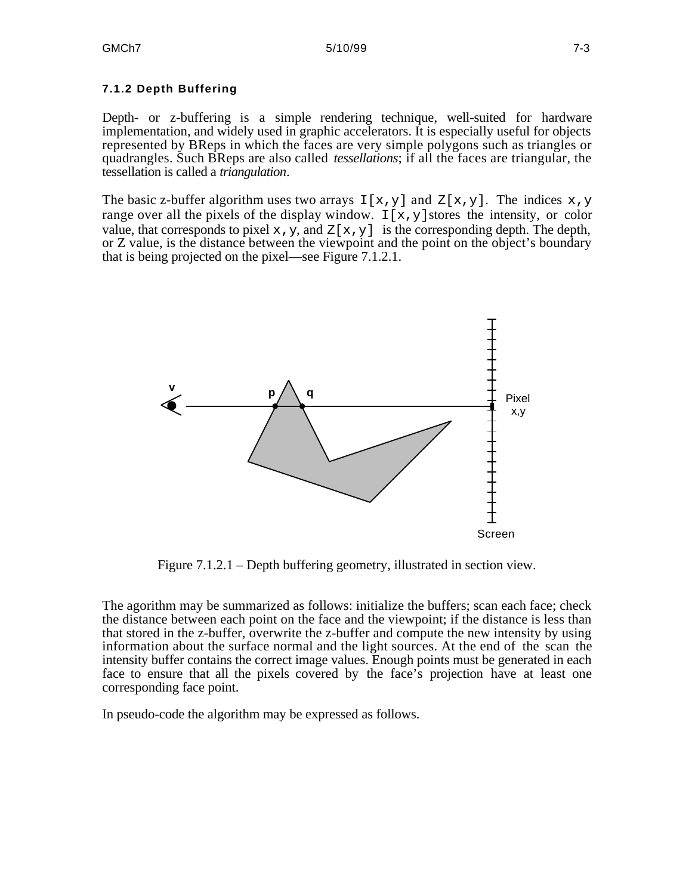### 7.1.2 Depth Buffering

Depth- or z-buffering is a simple rendering technique, well-suited for hardware implementation, and widely used in graphic accelerators. It is especially useful for objects represented by BReps in which the faces are very simple polygons such as triangles or quadrangles. Such BReps are also called *tessellations*; if all the faces are triangular, the tessellation is called a *triangulation*.

The basic z-buffer algorithm uses two arrays `I[x,y]` and `Z[x,y]`. The indices `x,y` range over all the pixels of the display window. `I[x,y]` stores the intensity, or color value, that corresponds to pixel `x,y`, and `Z[x,y]` is the corresponding depth. The depth, or Z value, is the distance between the viewpoint and the point on the object's boundary that is being projected on the pixel—see Figure 7.1.2.1.

Figure 7.1.2.1 – Depth buffering geometry, illustrated in section view.

The agorithm may be summarized as follows: initialize the buffers; scan each face; check the distance between each point on the face and the viewpoint; if the distance is less than that stored in the z-buffer, overwrite the z-buffer and compute the new intensity by using information about the surface normal and the light sources. At the end of the scan the intensity buffer contains the correct image values. Enough points must be generated in each face to ensure that all the pixels covered by the face's projection have at least one corresponding face point.

In pseudo-code the algorithm may be expressed as follows.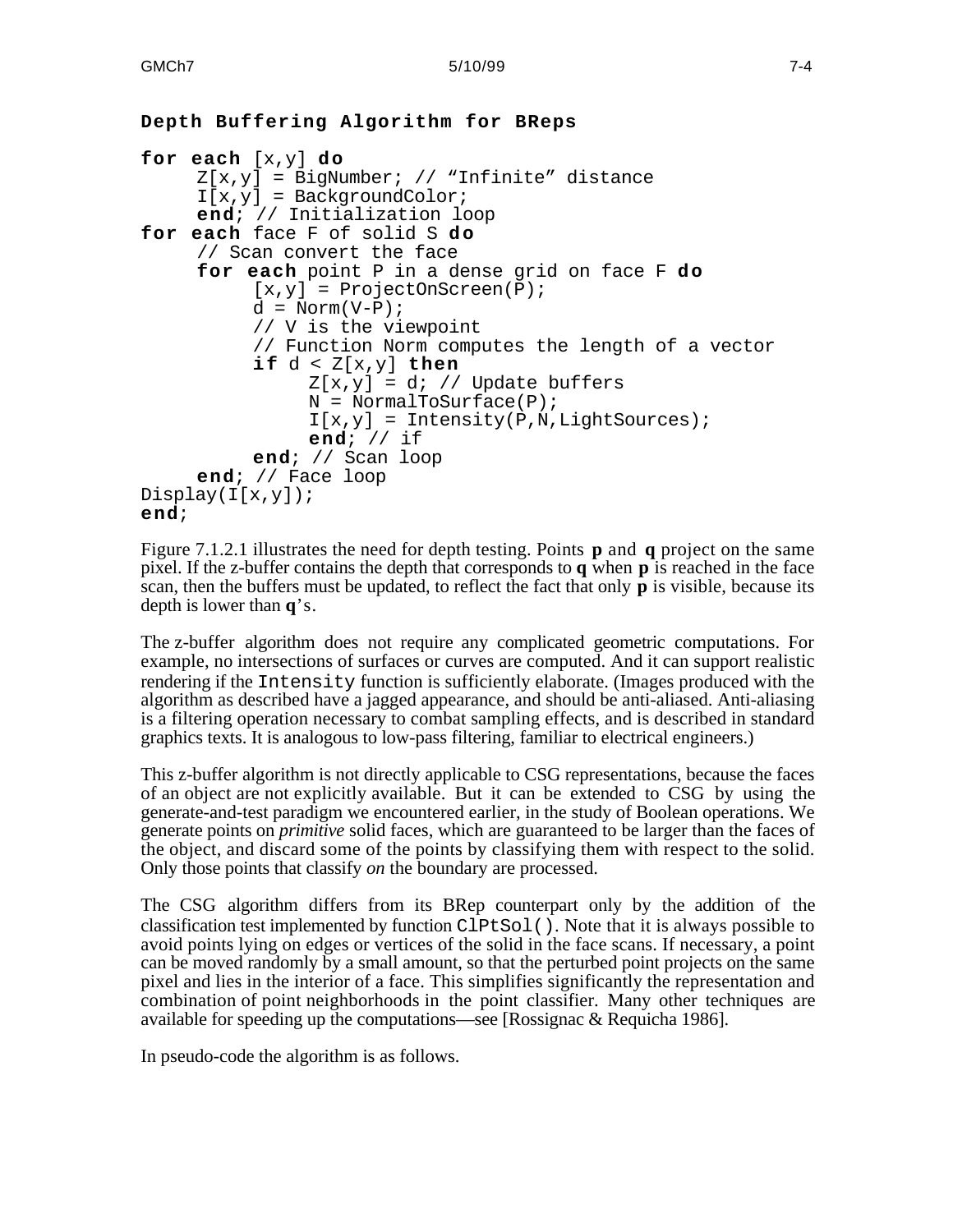**Depth Buffering Algorithm for BReps**

```
for each [x,y] do
     Z[x,y] = BigNumber; // "Infinite" distance
     I[x,y] = BackgroundColor;
     end; // Initialization loop
for each face F of solid S do
     // Scan convert the face
     for each point P in a dense grid on face F do
          [x,y] = ProjectOnScreen(P);
          d = Norm(V-P);
          // V is the viewpoint
          // Function Norm computes the length of a vector
          if d < Z[x,y] then
               Z[x,y] = d; // Update buffers
               N = NormalToSurface(P);
               I[x,y] = Intensity(P,N,LightSources);
               end; // if
          end; // Scan loop
     end; // Face loop
Display(I[x,y]);
end;
```

Figure 7.1.2.1 illustrates the need for depth testing. Points **p** and **q** project on the same pixel. If the z-buffer contains the depth that corresponds to **q** when **p** is reached in the face scan, then the buffers must be updated, to reflect the fact that only **p** is visible, because its depth is lower than **q**'s.

The z-buffer algorithm does not require any complicated geometric computations. For example, no intersections of surfaces or curves are computed. And it can support realistic rendering if the `Intensity` function is sufficiently elaborate. (Images produced with the algorithm as described have a jagged appearance, and should be anti-aliased. Anti-aliasing is a filtering operation necessary to combat sampling effects, and is described in standard graphics texts. It is analogous to low-pass filtering, familiar to electrical engineers.)

This z-buffer algorithm is not directly applicable to CSG representations, because the faces of an object are not explicitly available. But it can be extended to CSG by using the generate-and-test paradigm we encountered earlier, in the study of Boolean operations. We generate points on *primitive* solid faces, which are guaranteed to be larger than the faces of the object, and discard some of the points by classifying them with respect to the solid. Only those points that classify *on* the boundary are processed.

The CSG algorithm differs from its BRep counterpart only by the addition of the classification test implemented by function `ClPtSol()`. Note that it is always possible to avoid points lying on edges or vertices of the solid in the face scans. If necessary, a point can be moved randomly by a small amount, so that the perturbed point projects on the same pixel and lies in the interior of a face. This simplifies significantly the representation and combination of point neighborhoods in the point classifier. Many other techniques are available for speeding up the computations—see [Rossignac & Requicha 1986].

In pseudo-code the algorithm is as follows.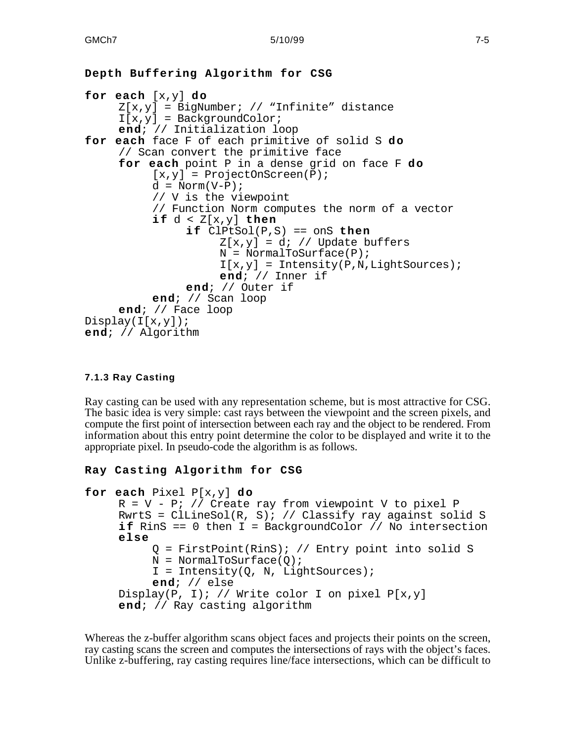**Depth Buffering Algorithm for CSG**

```
for each [x,y] do
     Z[x,y] = BigNumber; // "Infinite" distance
     I[x,y] = BackgroundColor;
     end; // Initialization loop
for each face F of each primitive of solid S do
     // Scan convert the primitive face
     for each point P in a dense grid on face F do
          [x,y] = ProjectOnScreen(P);
          d = Norm(V-P);
          // V is the viewpoint
          // Function Norm computes the norm of a vector
          if d < Z[x,y] then
               if ClPtSol(P,S) == onS then
                    Z[x,y] = d; // Update buffers
                    N = NormalToSurface(P);
                    I[x,y] = Intensity(P,N,LightSources);
                    end; // Inner if
               end; // Outer if
          end; // Scan loop
     end; // Face loop
Display(I[x,y]);
end; // Algorithm
```

#### 7.1.3 Ray Casting

Ray casting can be used with any representation scheme, but is most attractive for CSG. The basic idea is very simple: cast rays between the viewpoint and the screen pixels, and compute the first point of intersection between each ray and the object to be rendered. From information about this entry point determine the color to be displayed and write it to the appropriate pixel. In pseudo-code the algorithm is as follows.

**Ray Casting Algorithm for CSG**

```
for each Pixel P[x,y] do
     R = V - P; // Create ray from viewpoint V to pixel P
     RwrtS = ClLineSol(R, S); // Classify ray against solid S
     if RinS == 0 then I = BackgroundColor // No intersection
     else
          Q = FirstPoint(RinS); // Entry point into solid S
          N = NormalToSurface(Q);
          I = Intensity(Q, N, LightSources);
          end; // else
     Display(P, I); // Write color I on pixel P[x,y]
     end; // Ray casting algorithm
```

Whereas the z-buffer algorithm scans object faces and projects their points on the screen, ray casting scans the screen and computes the intersections of rays with the object's faces. Unlike z-buffering, ray casting requires line/face intersections, which can be difficult to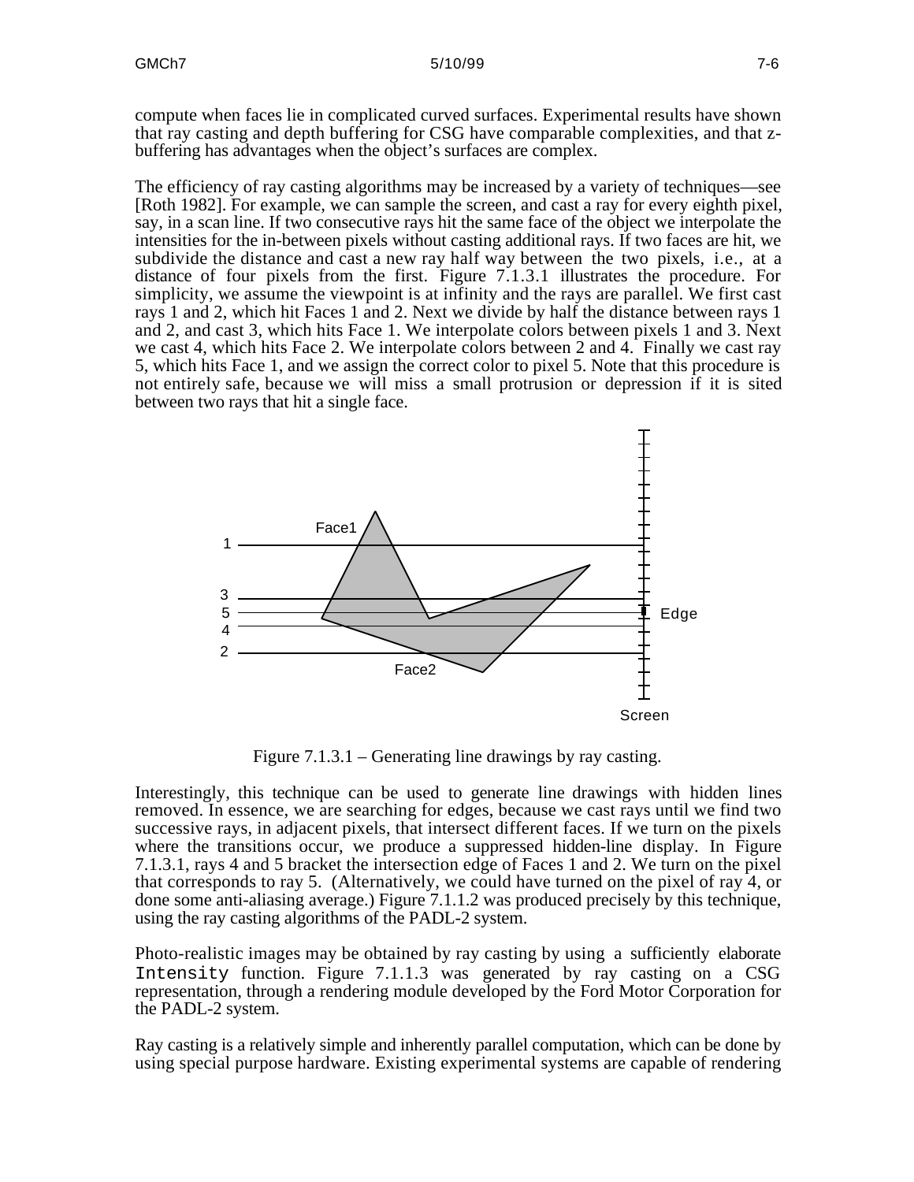compute when faces lie in complicated curved surfaces. Experimental results have shown that ray casting and depth buffering for CSG have comparable complexities, and that z-buffering has advantages when the object's surfaces are complex.

The efficiency of ray casting algorithms may be increased by a variety of techniques—see [Roth 1982]. For example, we can sample the screen, and cast a ray for every eighth pixel, say, in a scan line. If two consecutive rays hit the same face of the object we interpolate the intensities for the in-between pixels without casting additional rays. If two faces are hit, we subdivide the distance and cast a new ray half way between the two pixels, i.e., at a distance of four pixels from the first. Figure 7.1.3.1 illustrates the procedure. For simplicity, we assume the viewpoint is at infinity and the rays are parallel. We first cast rays 1 and 2, which hit Faces 1 and 2. Next we divide by half the distance between rays 1 and 2, and cast 3, which hits Face 1. We interpolate colors between pixels 1 and 3. Next we cast 4, which hits Face 2. We interpolate colors between 2 and 4. Finally we cast ray 5, which hits Face 1, and we assign the correct color to pixel 5. Note that this procedure is not entirely safe, because we will miss a small protrusion or depression if it is sited between two rays that hit a single face.

Figure 7.1.3.1 – Generating line drawings by ray casting.

Interestingly, this technique can be used to generate line drawings with hidden lines removed. In essence, we are searching for edges, because we cast rays until we find two successive rays, in adjacent pixels, that intersect different faces. If we turn on the pixels where the transitions occur, we produce a suppressed hidden-line display. In Figure 7.1.3.1, rays 4 and 5 bracket the intersection edge of Faces 1 and 2. We turn on the pixel that corresponds to ray 5. (Alternatively, we could have turned on the pixel of ray 4, or done some anti-aliasing average.) Figure 7.1.1.2 was produced precisely by this technique, using the ray casting algorithms of the PADL-2 system.

Photo-realistic images may be obtained by ray casting by using a sufficiently elaborate `Intensity` function. Figure 7.1.1.3 was generated by ray casting on a CSG representation, through a rendering module developed by the Ford Motor Corporation for the PADL-2 system.

Ray casting is a relatively simple and inherently parallel computation, which can be done by using special purpose hardware. Existing experimental systems are capable of rendering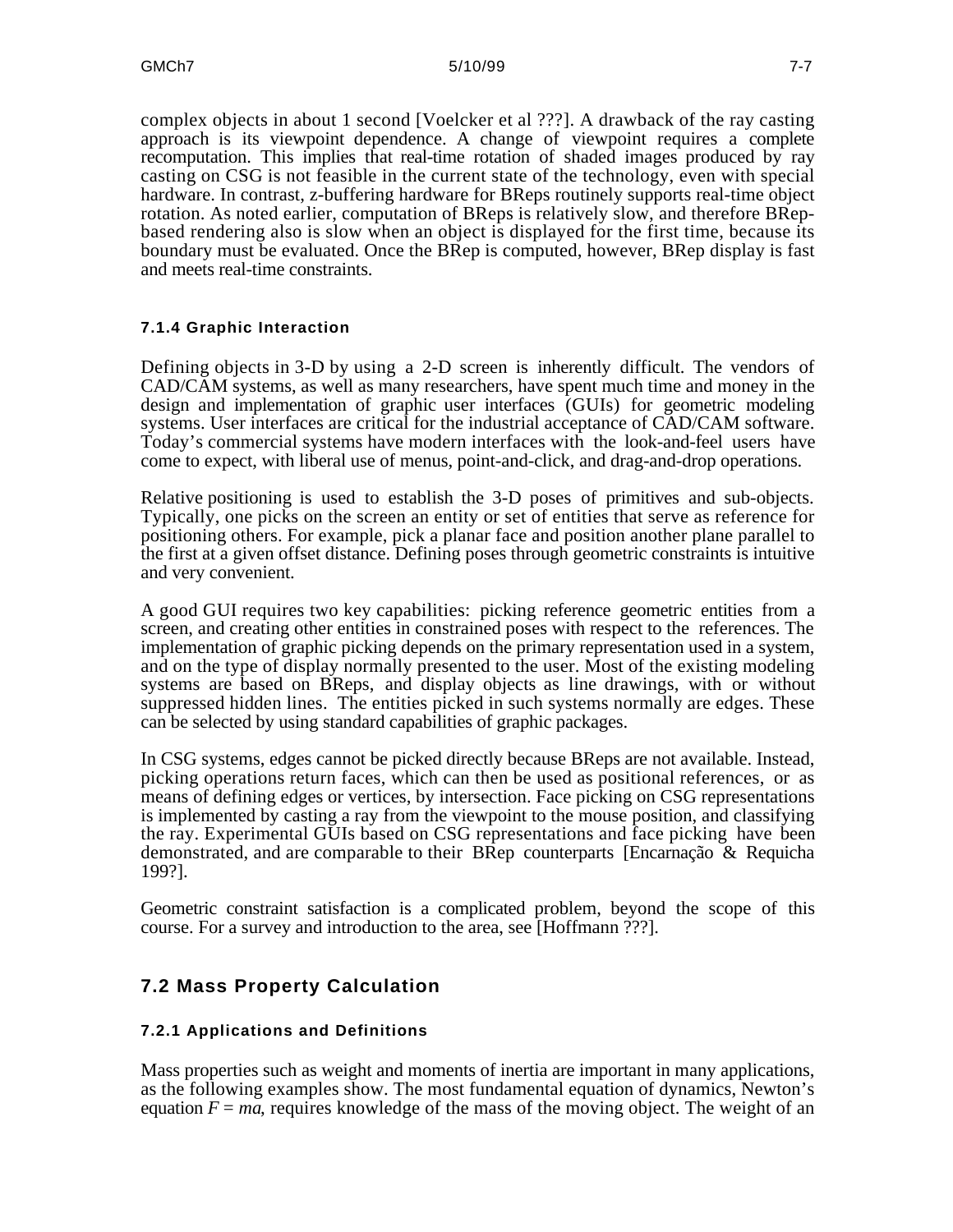complex objects in about 1 second [Voelcker et al ???]. A drawback of the ray casting approach is its viewpoint dependence. A change of viewpoint requires a complete recomputation. This implies that real-time rotation of shaded images produced by ray casting on CSG is not feasible in the current state of the technology, even with special hardware. In contrast, z-buffering hardware for BReps routinely supports real-time object rotation. As noted earlier, computation of BReps is relatively slow, and therefore BRep-based rendering also is slow when an object is displayed for the first time, because its boundary must be evaluated. Once the BRep is computed, however, BRep display is fast and meets real-time constraints.

### 7.1.4 Graphic Interaction

Defining objects in 3-D by using a 2-D screen is inherently difficult. The vendors of CAD/CAM systems, as well as many researchers, have spent much time and money in the design and implementation of graphic user interfaces (GUIs) for geometric modeling systems. User interfaces are critical for the industrial acceptance of CAD/CAM software. Today's commercial systems have modern interfaces with the look-and-feel users have come to expect, with liberal use of menus, point-and-click, and drag-and-drop operations.

Relative positioning is used to establish the 3-D poses of primitives and sub-objects. Typically, one picks on the screen an entity or set of entities that serve as reference for positioning others. For example, pick a planar face and position another plane parallel to the first at a given offset distance. Defining poses through geometric constraints is intuitive and very convenient.

A good GUI requires two key capabilities: picking reference geometric entities from a screen, and creating other entities in constrained poses with respect to the references. The implementation of graphic picking depends on the primary representation used in a system, and on the type of display normally presented to the user. Most of the existing modeling systems are based on BReps, and display objects as line drawings, with or without suppressed hidden lines. The entities picked in such systems normally are edges. These can be selected by using standard capabilities of graphic packages.

In CSG systems, edges cannot be picked directly because BReps are not available. Instead, picking operations return faces, which can then be used as positional references, or as means of defining edges or vertices, by intersection. Face picking on CSG representations is implemented by casting a ray from the viewpoint to the mouse position, and classifying the ray. Experimental GUIs based on CSG representations and face picking have been demonstrated, and are comparable to their BRep counterparts [Encarnação & Requicha 199?].

Geometric constraint satisfaction is a complicated problem, beyond the scope of this course. For a survey and introduction to the area, see [Hoffmann ???].

## 7.2 Mass Property Calculation

### 7.2.1 Applications and Definitions

Mass properties such as weight and moments of inertia are important in many applications, as the following examples show. The most fundamental equation of dynamics, Newton's equation $F = ma$, requires knowledge of the mass of the moving object. The weight of an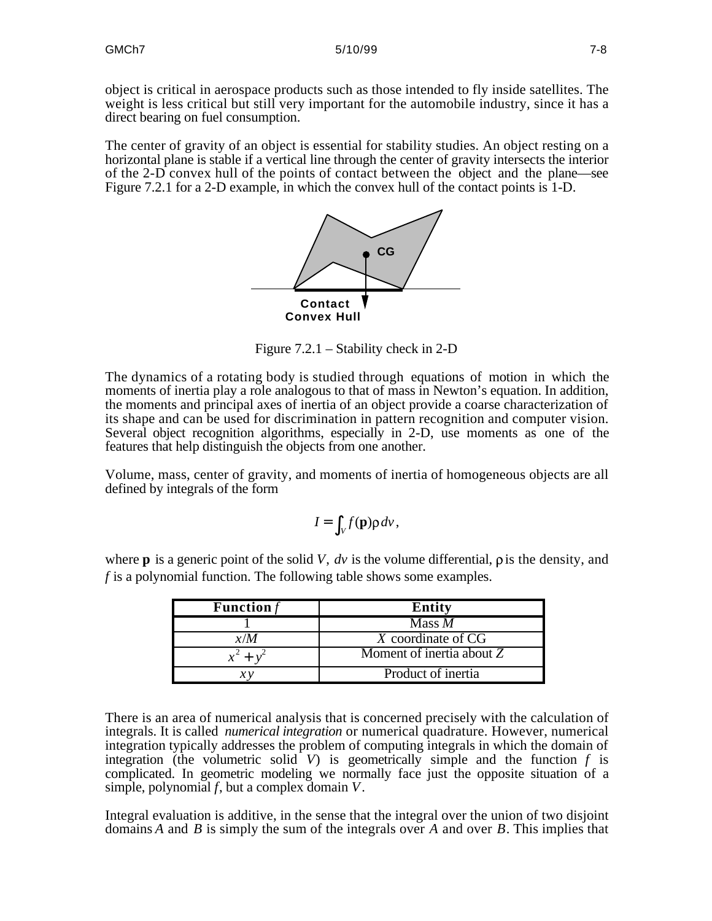object is critical in aerospace products such as those intended to fly inside satellites. The weight is less critical but still very important for the automobile industry, since it has a direct bearing on fuel consumption.

The center of gravity of an object is essential for stability studies. An object resting on a horizontal plane is stable if a vertical line through the center of gravity intersects the interior of the 2-D convex hull of the points of contact between the object and the plane—see Figure 7.2.1 for a 2-D example, in which the convex hull of the contact points is 1-D.

Figure 7.2.1 – Stability check in 2-D

The dynamics of a rotating body is studied through equations of motion in which the moments of inertia play a role analogous to that of mass in Newton's equation. In addition, the moments and principal axes of inertia of an object provide a coarse characterization of its shape and can be used for discrimination in pattern recognition and computer vision. Several object recognition algorithms, especially in 2-D, use moments as one of the features that help distinguish the objects from one another.

Volume, mass, center of gravity, and moments of inertia of homogeneous objects are all defined by integrals of the form

$$I = \int_V f(\mathbf{p}) \rho \, dv,$$

where $\mathbf{p}$ is a generic point of the solid $V$, $dv$ is the volume differential, $\rho$ is the density, and $f$ is a polynomial function. The following table shows some examples.

| Function $f$ | Entity |
|---|---|
| 1 | Mass $M$ |
| $x/M$ | $X$ coordinate of CG |
| $x^2 + y^2$ | Moment of inertia about $Z$ |
| $xy$ | Product of inertia |

There is an area of numerical analysis that is concerned precisely with the calculation of integrals. It is called *numerical integration* or numerical quadrature. However, numerical integration typically addresses the problem of computing integrals in which the domain of integration (the volumetric solid $V$) is geometrically simple and the function $f$ is complicated. In geometric modeling we normally face just the opposite situation of a simple, polynomial $f$, but a complex domain $V$.

Integral evaluation is additive, in the sense that the integral over the union of two disjoint domains $A$ and $B$ is simply the sum of the integrals over $A$ and over $B$. This implies that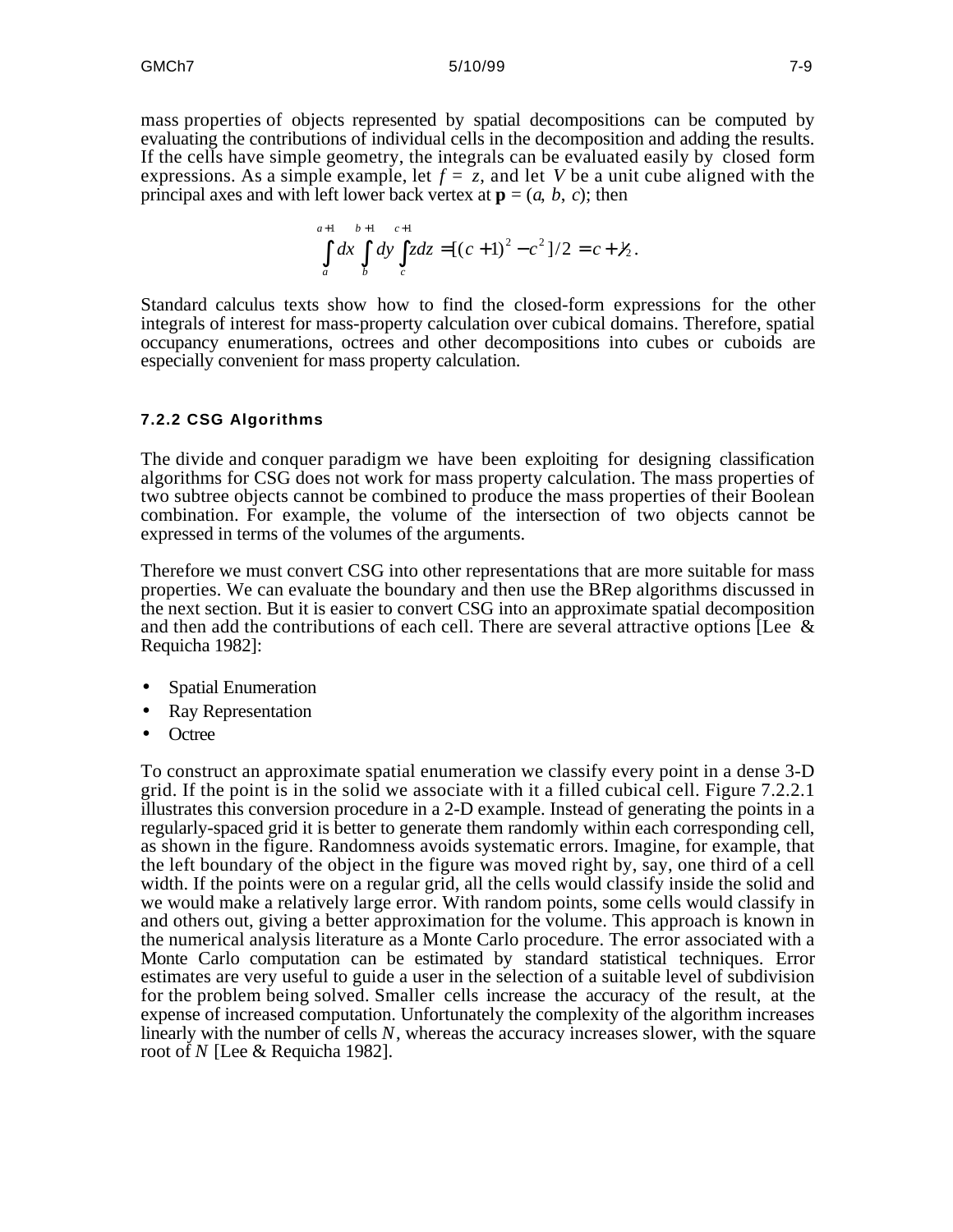mass properties of objects represented by spatial decompositions can be computed by evaluating the contributions of individual cells in the decomposition and adding the results. If the cells have simple geometry, the integrals can be evaluated easily by closed form expressions. As a simple example, let $f = z$, and let $V$ be a unit cube aligned with the principal axes and with left lower back vertex at $\mathbf{p} = (a, b, c)$; then

$$\int_a^{a+1} dx \int_b^{b+1} dy \int_c^{c+1} z dz = [(c+1)^2 - c^2]/2 = c + \tfrac{1}{2}.$$

Standard calculus texts show how to find the closed-form expressions for the other integrals of interest for mass-property calculation over cubical domains. Therefore, spatial occupancy enumerations, octrees and other decompositions into cubes or cuboids are especially convenient for mass property calculation.

### 7.2.2 CSG Algorithms

The divide and conquer paradigm we have been exploiting for designing classification algorithms for CSG does not work for mass property calculation. The mass properties of two subtree objects cannot be combined to produce the mass properties of their Boolean combination. For example, the volume of the intersection of two objects cannot be expressed in terms of the volumes of the arguments.

Therefore we must convert CSG into other representations that are more suitable for mass properties. We can evaluate the boundary and then use the BRep algorithms discussed in the next section. But it is easier to convert CSG into an approximate spatial decomposition and then add the contributions of each cell. There are several attractive options [Lee & Requicha 1982]:

- Spatial Enumeration
- Ray Representation
- Octree

To construct an approximate spatial enumeration we classify every point in a dense 3-D grid. If the point is in the solid we associate with it a filled cubical cell. Figure 7.2.2.1 illustrates this conversion procedure in a 2-D example. Instead of generating the points in a regularly-spaced grid it is better to generate them randomly within each corresponding cell, as shown in the figure. Randomness avoids systematic errors. Imagine, for example, that the left boundary of the object in the figure was moved right by, say, one third of a cell width. If the points were on a regular grid, all the cells would classify inside the solid and we would make a relatively large error. With random points, some cells would classify in and others out, giving a better approximation for the volume. This approach is known in the numerical analysis literature as a Monte Carlo procedure. The error associated with a Monte Carlo computation can be estimated by standard statistical techniques. Error estimates are very useful to guide a user in the selection of a suitable level of subdivision for the problem being solved. Smaller cells increase the accuracy of the result, at the expense of increased computation. Unfortunately the complexity of the algorithm increases linearly with the number of cells $N$, whereas the accuracy increases slower, with the square root of $N$ [Lee & Requicha 1982].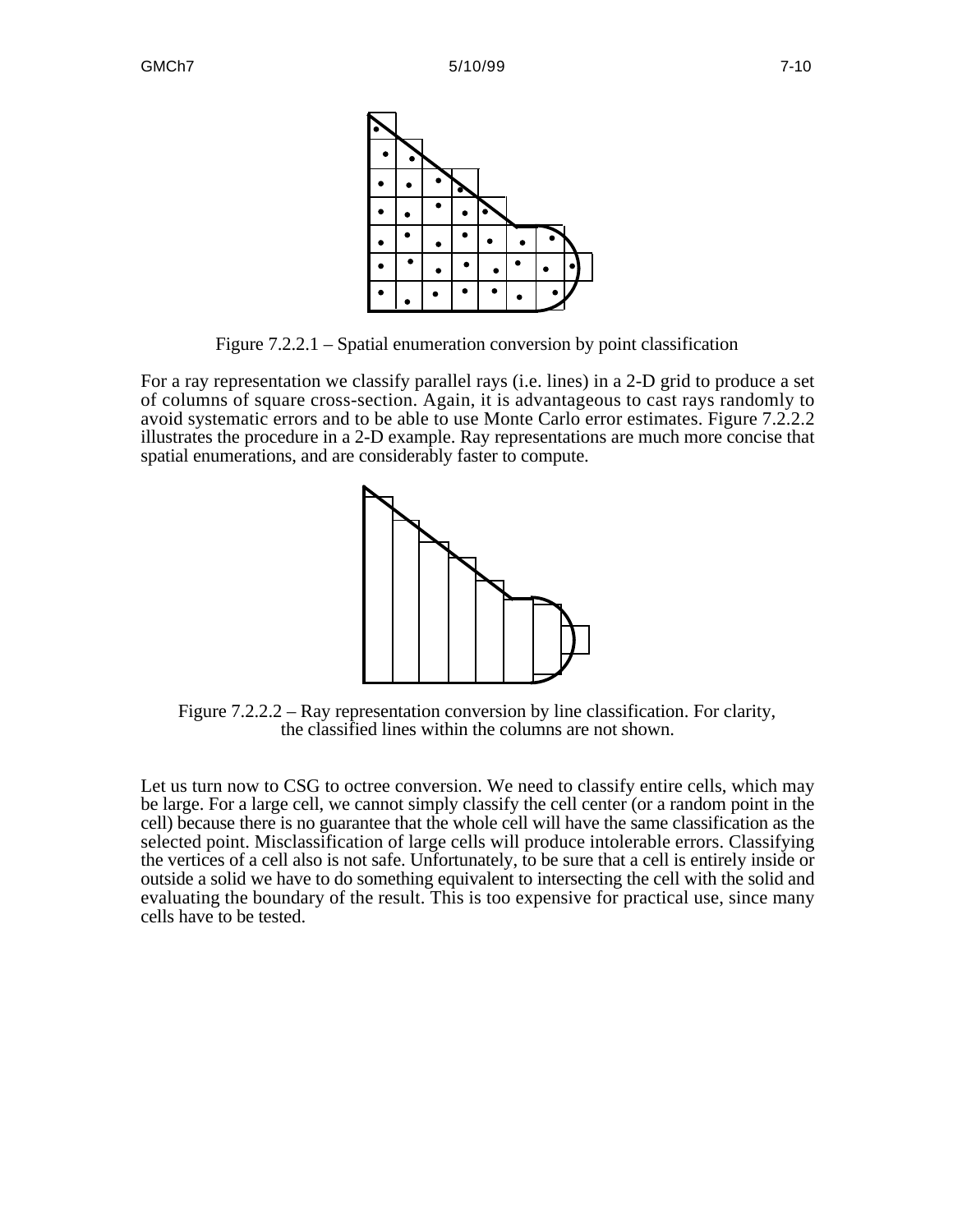Figure 7.2.2.1 – Spatial enumeration conversion by point classification

For a ray representation we classify parallel rays (i.e. lines) in a 2-D grid to produce a set of columns of square cross-section. Again, it is advantageous to cast rays randomly to avoid systematic errors and to be able to use Monte Carlo error estimates. Figure 7.2.2.2 illustrates the procedure in a 2-D example. Ray representations are much more concise that spatial enumerations, and are considerably faster to compute.

Figure 7.2.2.2 – Ray representation conversion by line classification. For clarity, the classified lines within the columns are not shown.

Let us turn now to CSG to octree conversion. We need to classify entire cells, which may be large. For a large cell, we cannot simply classify the cell center (or a random point in the cell) because there is no guarantee that the whole cell will have the same classification as the selected point. Misclassification of large cells will produce intolerable errors. Classifying the vertices of a cell also is not safe. Unfortunately, to be sure that a cell is entirely inside or outside a solid we have to do something equivalent to intersecting the cell with the solid and evaluating the boundary of the result. This is too expensive for practical use, since many cells have to be tested.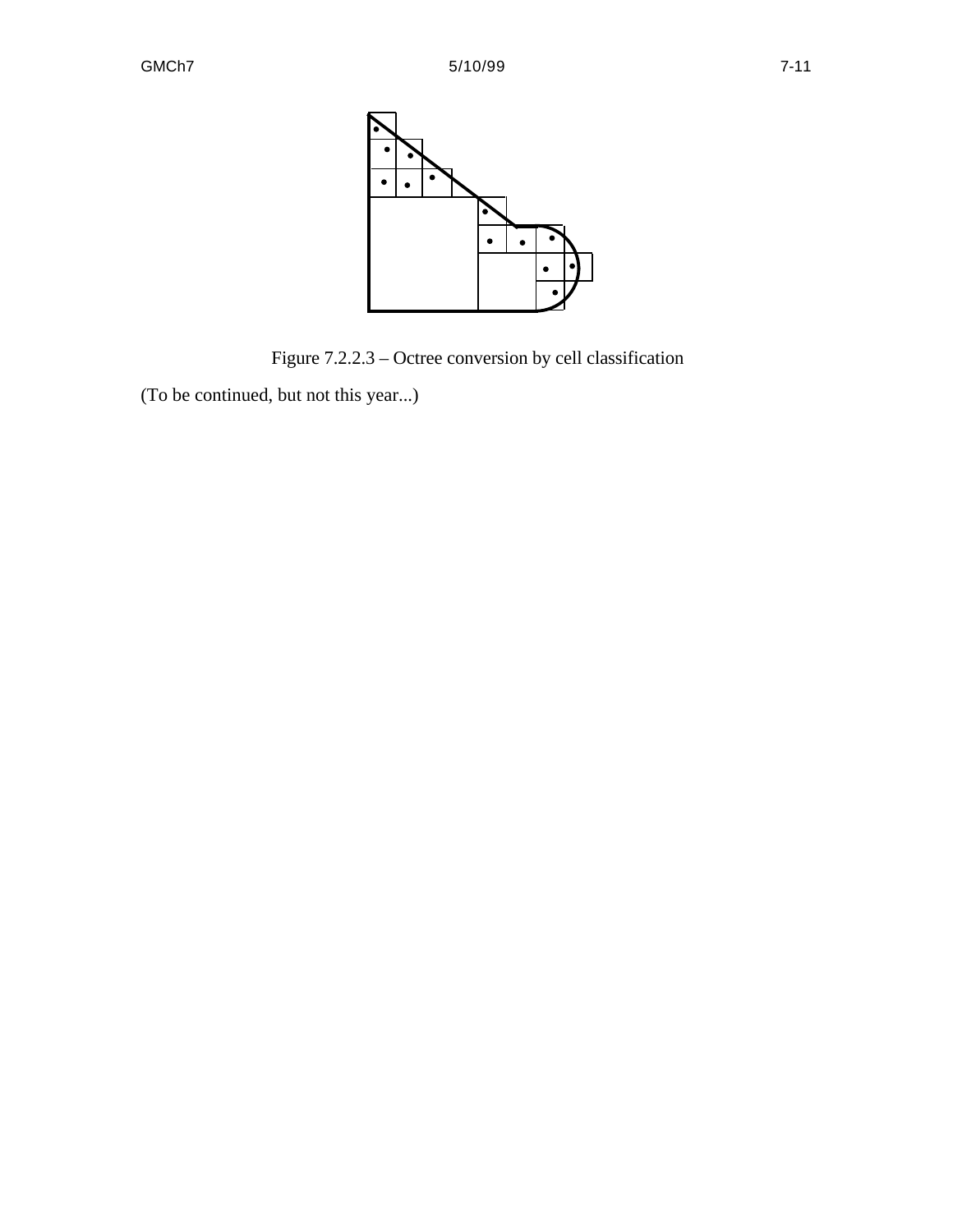Figure 7.2.2.3 – Octree conversion by cell classification

(To be continued, but not this year...)